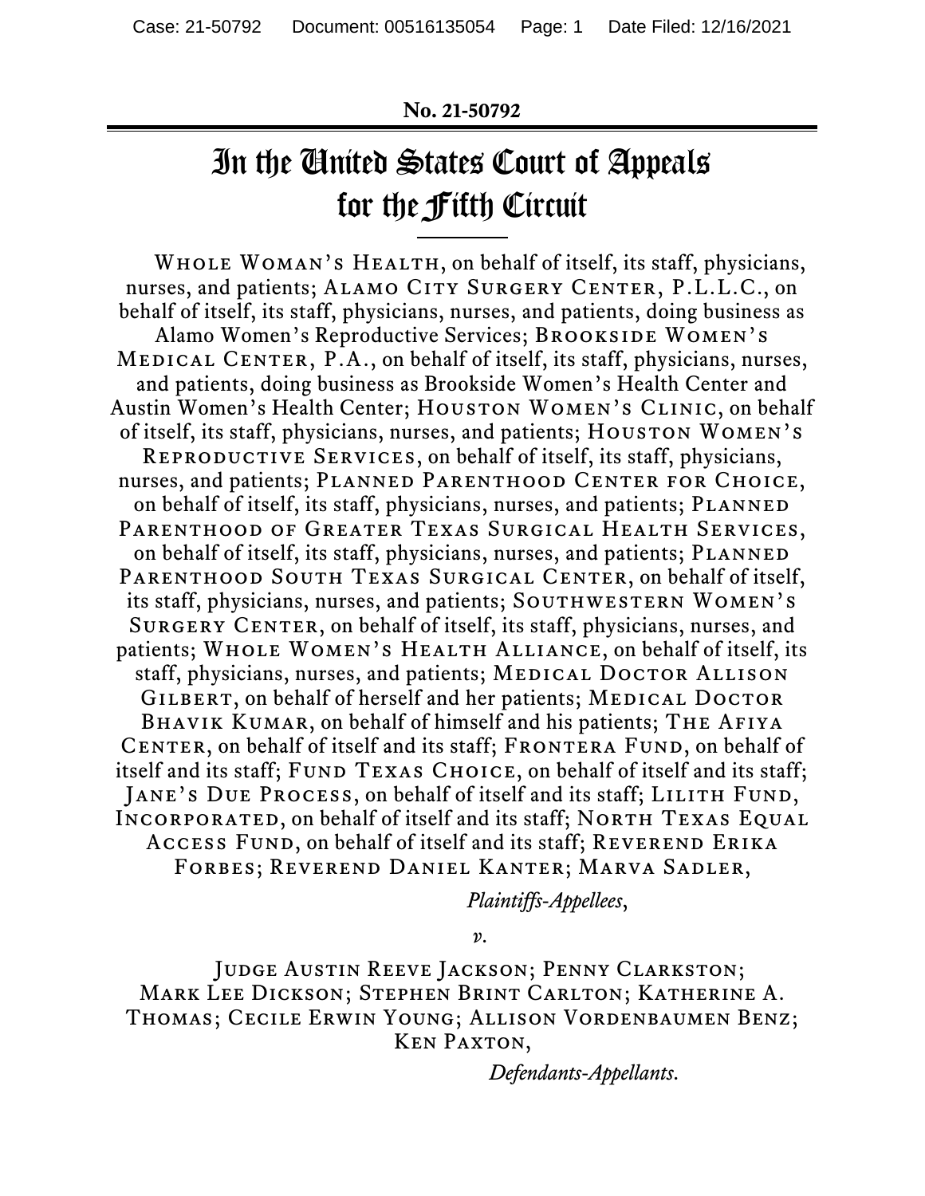**No. 21-50792**

# In the United States Court of Appeals for the Fifth Circuit

WHOLE WOMAN'S HEALTH, on behalf of itself, its staff, physicians, nurses, and patients; ALAMO CITY SURGERY CENTER, P.L.L.C., on behalf of itself, its staff, physicians, nurses, and patients, doing business as Alamo Women's Reproductive Services; BROOKSIDE WOMEN'S MEDICAL CENTER, P.A., on behalf of itself, its staff, physicians, nurses, and patients, doing business as Brookside Women's Health Center and Austin Women's Health Center; HOUSTON WOMEN'S CLINIC, on behalf of itself, its staff, physicians, nurses, and patients; HOUSTON WOMEN'S REPRODUCTIVE SERVICES, on behalf of itself, its staff, physicians, nurses, and patients; PLANNED PARENTHOOD CENTER FOR CHOICE, on behalf of itself, its staff, physicians, nurses, and patients; PLANNED PARENTHOOD OF GREATER TEXAS SURGICAL HEALTH SERVICES, on behalf of itself, its staff, physicians, nurses, and patients; PLANNED PARENTHOOD SOUTH TEXAS SURGICAL CENTER, on behalf of itself, its staff, physicians, nurses, and patients; SOUTHWESTERN WOMEN'S SURGERY CENTER, on behalf of itself, its staff, physicians, nurses, and patients; WHOLE WOMEN'S HEALTH ALLIANCE, on behalf of itself, its staff, physicians, nurses, and patients; MEDICAL DOCTOR ALLISON GILBERT, on behalf of herself and her patients; MEDICAL DOCTOR BHAVIK KUMAR, on behalf of himself and his patients; THE AFIYA CENTER, on behalf of itself and its staff; FRONTERA FUND, on behalf of itself and its staff; FUND TEXAS CHOICE, on behalf of itself and its staff; JANE'S DUE PROCESS, on behalf of itself and its staff; LILITH FUND, INCORPORATED, on behalf of itself and its staff; NORTH TEXAS EQUAL ACCESS FUND, on behalf of itself and its staff; REVEREND ERIKA FORBES; REVEREND DANIEL KANTER; MARVA SADLER,

*Plaintiffs-Appellees*,

*v.*

JUDGE AUSTIN REEVE JACKSON; PENNY CLARKSTON; MARK LEE DICKSON; STEPHEN BRINT CARLTON; KATHERINE A. THOMAS; CECILE ERWIN YOUNG; ALLISON VORDENBAUMEN BENZ; KEN PAXTON,

*Defendants-Appellants*.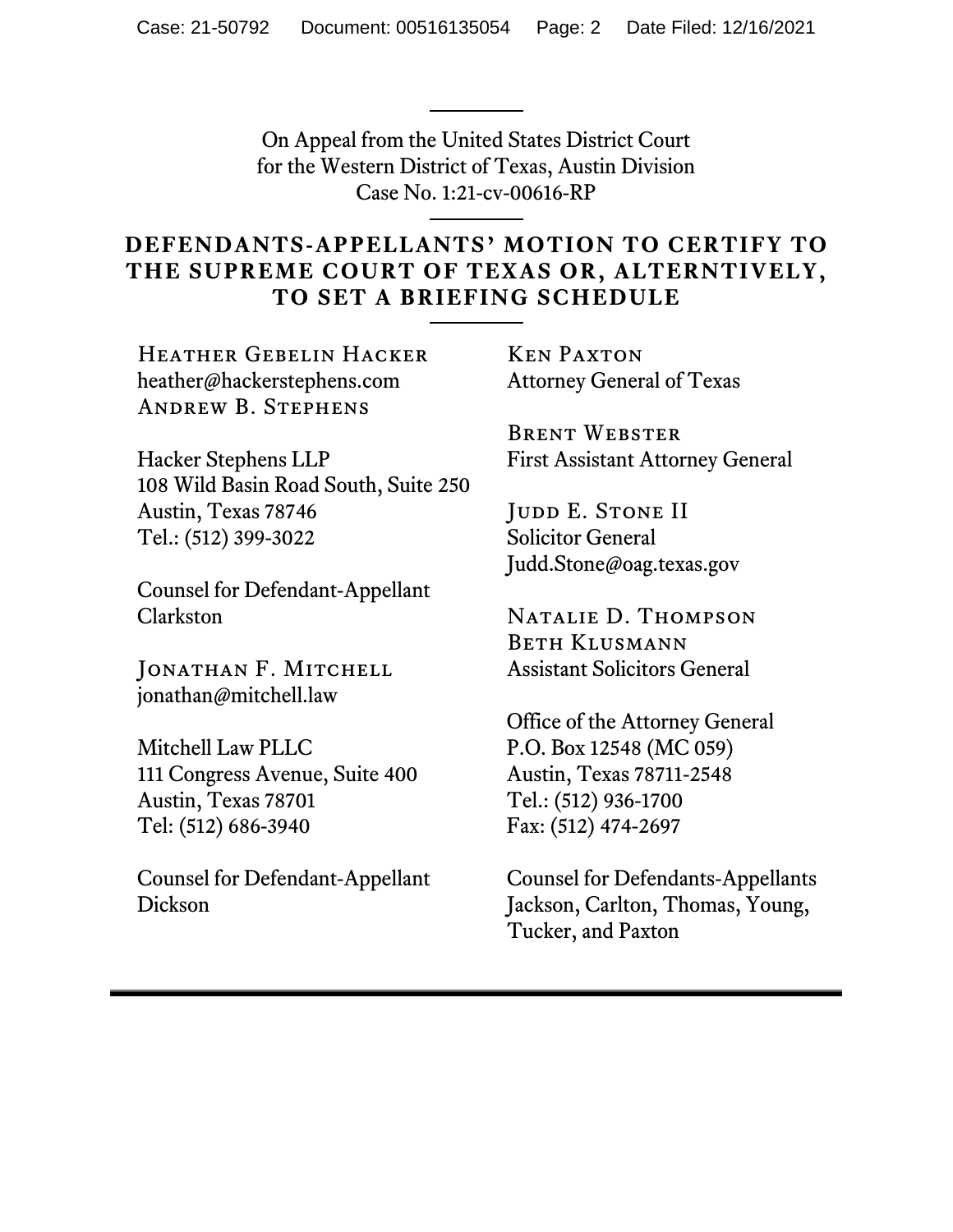On Appeal from the United States District Court
for the Western District of Texas, Austin Division
Case No. 1:21-cv-00616-RP

## DEFENDANTS-APPELLANTS' MOTION TO CERTIFY TO THE SUPREME COURT OF TEXAS OR, ALTERNTIVELY, TO SET A BRIEFING SCHEDULE

Heather Gebelin Hacker
heather@hackerstephens.com
Andrew B. Stephens

Hacker Stephens LLP
108 Wild Basin Road South, Suite 250
Austin, Texas 78746
Tel.: (512) 399-3022

Counsel for Defendant-Appellant Clarkston

Jonathan F. Mitchell
jonathan@mitchell.law

Mitchell Law PLLC
111 Congress Avenue, Suite 400
Austin, Texas 78701
Tel: (512) 686-3940

Counsel for Defendant-Appellant Dickson

Ken Paxton
Attorney General of Texas

Brent Webster
First Assistant Attorney General

Judd E. Stone II
Solicitor General
Judd.Stone@oag.texas.gov

Natalie D. Thompson
Beth Klusmann
Assistant Solicitors General

Office of the Attorney General
P.O. Box 12548 (MC 059)
Austin, Texas 78711-2548
Tel.: (512) 936-1700
Fax: (512) 474-2697

Counsel for Defendants-Appellants Jackson, Carlton, Thomas, Young, Tucker, and Paxton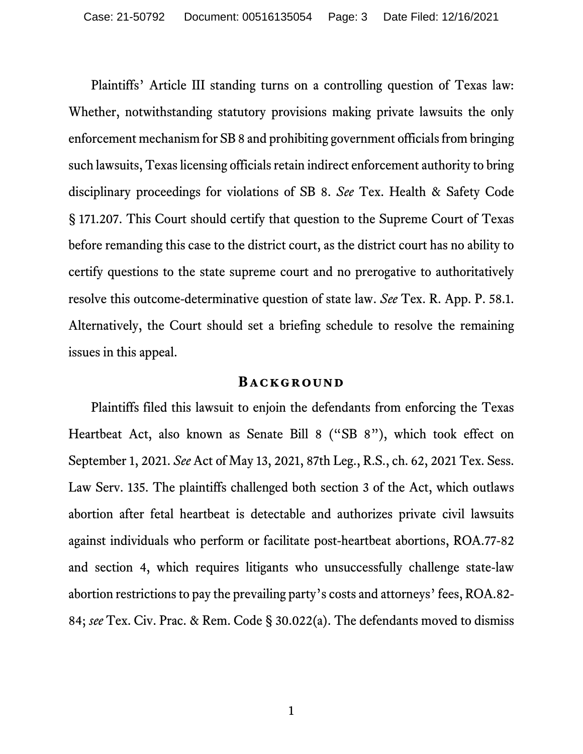Plaintiffs' Article III standing turns on a controlling question of Texas law: Whether, notwithstanding statutory provisions making private lawsuits the only enforcement mechanism for SB 8 and prohibiting government officials from bringing such lawsuits, Texas licensing officials retain indirect enforcement authority to bring disciplinary proceedings for violations of SB 8. *See* Tex. Health & Safety Code § 171.207. This Court should certify that question to the Supreme Court of Texas before remanding this case to the district court, as the district court has no ability to certify questions to the state supreme court and no prerogative to authoritatively resolve this outcome-determinative question of state law. *See* Tex. R. App. P. 58.1. Alternatively, the Court should set a briefing schedule to resolve the remaining issues in this appeal.

## Background

Plaintiffs filed this lawsuit to enjoin the defendants from enforcing the Texas Heartbeat Act, also known as Senate Bill 8 ("SB 8"), which took effect on September 1, 2021. *See* Act of May 13, 2021, 87th Leg., R.S., ch. 62, 2021 Tex. Sess. Law Serv. 135. The plaintiffs challenged both section 3 of the Act, which outlaws abortion after fetal heartbeat is detectable and authorizes private civil lawsuits against individuals who perform or facilitate post-heartbeat abortions, ROA.77-82 and section 4, which requires litigants who unsuccessfully challenge state-law abortion restrictions to pay the prevailing party's costs and attorneys' fees, ROA.82-84; *see* Tex. Civ. Prac. & Rem. Code § 30.022(a). The defendants moved to dismiss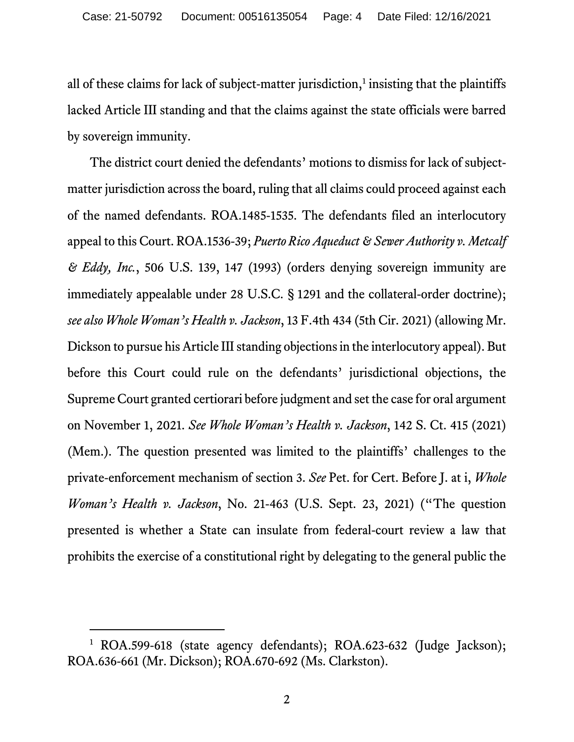all of these claims for lack of subject-matter jurisdiction,[1] insisting that the plaintiffs lacked Article III standing and that the claims against the state officials were barred by sovereign immunity.

The district court denied the defendants' motions to dismiss for lack of subject-matter jurisdiction across the board, ruling that all claims could proceed against each of the named defendants. ROA.1485-1535. The defendants filed an interlocutory appeal to this Court. ROA.1536-39; *Puerto Rico Aqueduct & Sewer Authority v. Metcalf & Eddy, Inc.*, 506 U.S. 139, 147 (1993) (orders denying sovereign immunity are immediately appealable under 28 U.S.C. § 1291 and the collateral-order doctrine); *see also Whole Woman's Health v. Jackson*, 13 F.4th 434 (5th Cir. 2021) (allowing Mr. Dickson to pursue his Article III standing objections in the interlocutory appeal). But before this Court could rule on the defendants' jurisdictional objections, the Supreme Court granted certiorari before judgment and set the case for oral argument on November 1, 2021. *See Whole Woman's Health v. Jackson*, 142 S. Ct. 415 (2021) (Mem.). The question presented was limited to the plaintiffs' challenges to the private-enforcement mechanism of section 3. *See* Pet. for Cert. Before J. at i, *Whole Woman's Health v. Jackson*, No. 21-463 (U.S. Sept. 23, 2021) ("The question presented is whether a State can insulate from federal-court review a law that prohibits the exercise of a constitutional right by delegating to the general public the

[1] ROA.599-618 (state agency defendants); ROA.623-632 (Judge Jackson); ROA.636-661 (Mr. Dickson); ROA.670-692 (Ms. Clarkston).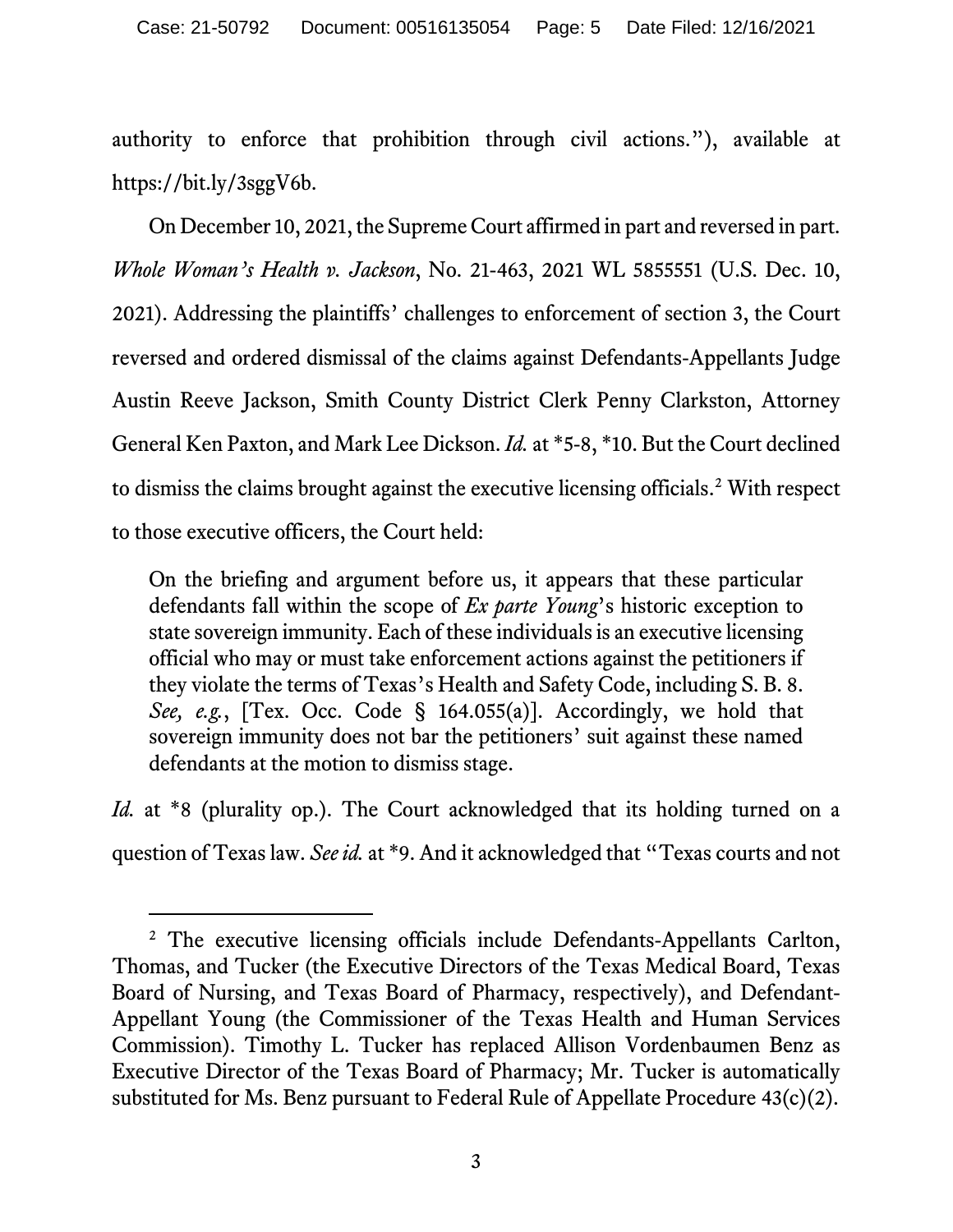authority to enforce that prohibition through civil actions."), available at https://bit.ly/3sggV6b.

On December 10, 2021, the Supreme Court affirmed in part and reversed in part. *Whole Woman's Health v. Jackson*, No. 21-463, 2021 WL 5855551 (U.S. Dec. 10, 2021). Addressing the plaintiffs' challenges to enforcement of section 3, the Court reversed and ordered dismissal of the claims against Defendants-Appellants Judge Austin Reeve Jackson, Smith County District Clerk Penny Clarkston, Attorney General Ken Paxton, and Mark Lee Dickson. *Id.* at *5-8, *10. But the Court declined to dismiss the claims brought against the executive licensing officials.[2] With respect to those executive officers, the Court held:

> On the briefing and argument before us, it appears that these particular defendants fall within the scope of *Ex parte Young*'s historic exception to state sovereign immunity. Each of these individuals is an executive licensing official who may or must take enforcement actions against the petitioners if they violate the terms of Texas's Health and Safety Code, including S. B. 8. *See, e.g.*, [Tex. Occ. Code § 164.055(a)]. Accordingly, we hold that sovereign immunity does not bar the petitioners' suit against these named defendants at the motion to dismiss stage.

*Id.* at *8 (plurality op.). The Court acknowledged that its holding turned on a question of Texas law. *See id.* at *9. And it acknowledged that "Texas courts and not

[2] The executive licensing officials include Defendants-Appellants Carlton, Thomas, and Tucker (the Executive Directors of the Texas Medical Board, Texas Board of Nursing, and Texas Board of Pharmacy, respectively), and Defendant-Appellant Young (the Commissioner of the Texas Health and Human Services Commission). Timothy L. Tucker has replaced Allison Vordenbaumen Benz as Executive Director of the Texas Board of Pharmacy; Mr. Tucker is automatically substituted for Ms. Benz pursuant to Federal Rule of Appellate Procedure 43(c)(2).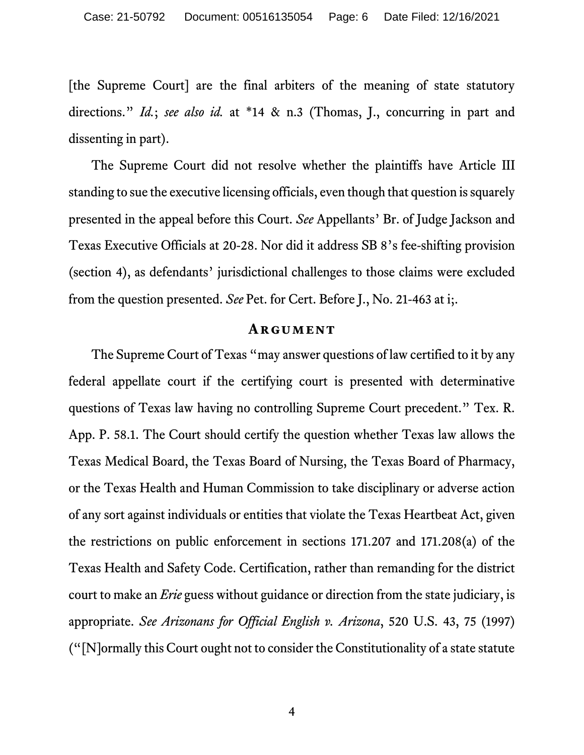[the Supreme Court] are the final arbiters of the meaning of state statutory directions." *Id.*; *see also id.* at *14 & n.3 (Thomas, J., concurring in part and dissenting in part).

The Supreme Court did not resolve whether the plaintiffs have Article III standing to sue the executive licensing officials, even though that question is squarely presented in the appeal before this Court. *See* Appellants' Br. of Judge Jackson and Texas Executive Officials at 20-28. Nor did it address SB 8's fee-shifting provision (section 4), as defendants' jurisdictional challenges to those claims were excluded from the question presented. *See* Pet. for Cert. Before J., No. 21-463 at i;.

## Argument

The Supreme Court of Texas "may answer questions of law certified to it by any federal appellate court if the certifying court is presented with determinative questions of Texas law having no controlling Supreme Court precedent." Tex. R. App. P. 58.1. The Court should certify the question whether Texas law allows the Texas Medical Board, the Texas Board of Nursing, the Texas Board of Pharmacy, or the Texas Health and Human Commission to take disciplinary or adverse action of any sort against individuals or entities that violate the Texas Heartbeat Act, given the restrictions on public enforcement in sections 171.207 and 171.208(a) of the Texas Health and Safety Code. Certification, rather than remanding for the district court to make an *Erie* guess without guidance or direction from the state judiciary, is appropriate. *See Arizonans for Official English v. Arizona*, 520 U.S. 43, 75 (1997) ("[N]ormally this Court ought not to consider the Constitutionality of a state statute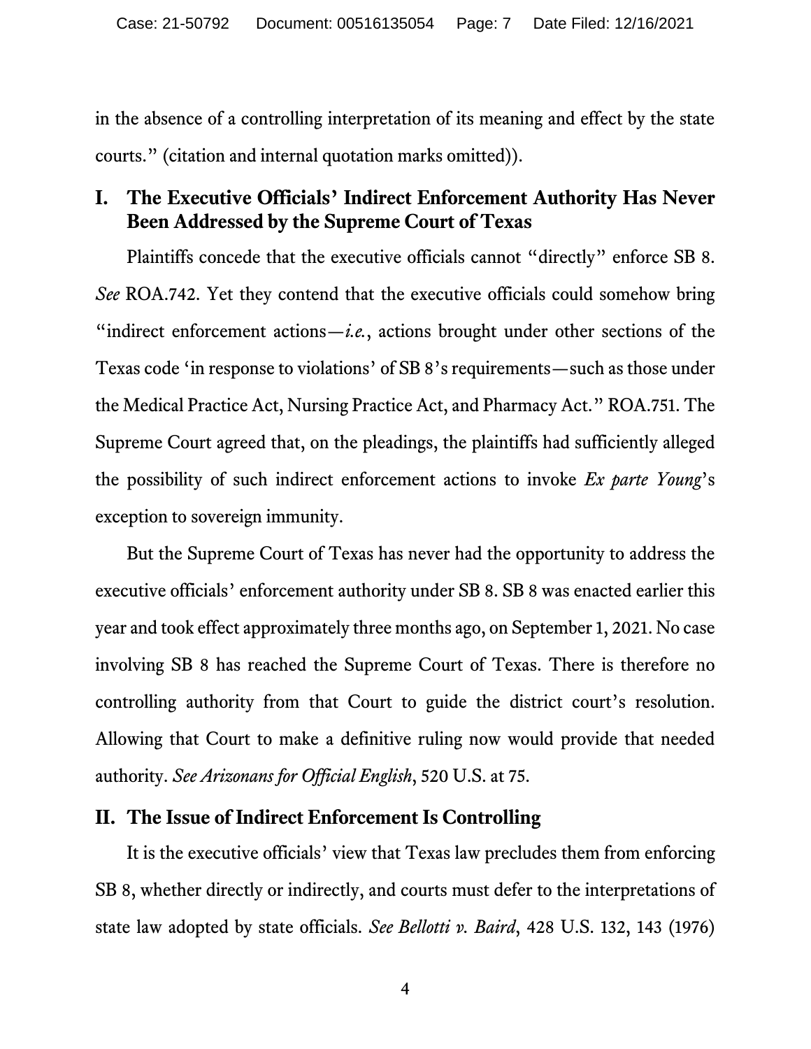in the absence of a controlling interpretation of its meaning and effect by the state courts." (citation and internal quotation marks omitted)).

## I. The Executive Officials' Indirect Enforcement Authority Has Never Been Addressed by the Supreme Court of Texas

Plaintiffs concede that the executive officials cannot "directly" enforce SB 8. *See* ROA.742. Yet they contend that the executive officials could somehow bring "indirect enforcement actions—*i.e.*, actions brought under other sections of the Texas code 'in response to violations' of SB 8's requirements—such as those under the Medical Practice Act, Nursing Practice Act, and Pharmacy Act." ROA.751. The Supreme Court agreed that, on the pleadings, the plaintiffs had sufficiently alleged the possibility of such indirect enforcement actions to invoke *Ex parte Young*'s exception to sovereign immunity.

But the Supreme Court of Texas has never had the opportunity to address the executive officials' enforcement authority under SB 8. SB 8 was enacted earlier this year and took effect approximately three months ago, on September 1, 2021. No case involving SB 8 has reached the Supreme Court of Texas. There is therefore no controlling authority from that Court to guide the district court's resolution. Allowing that Court to make a definitive ruling now would provide that needed authority. *See Arizonans for Official English*, 520 U.S. at 75.

## II. The Issue of Indirect Enforcement Is Controlling

It is the executive officials' view that Texas law precludes them from enforcing SB 8, whether directly or indirectly, and courts must defer to the interpretations of state law adopted by state officials. *See Bellotti v. Baird*, 428 U.S. 132, 143 (1976)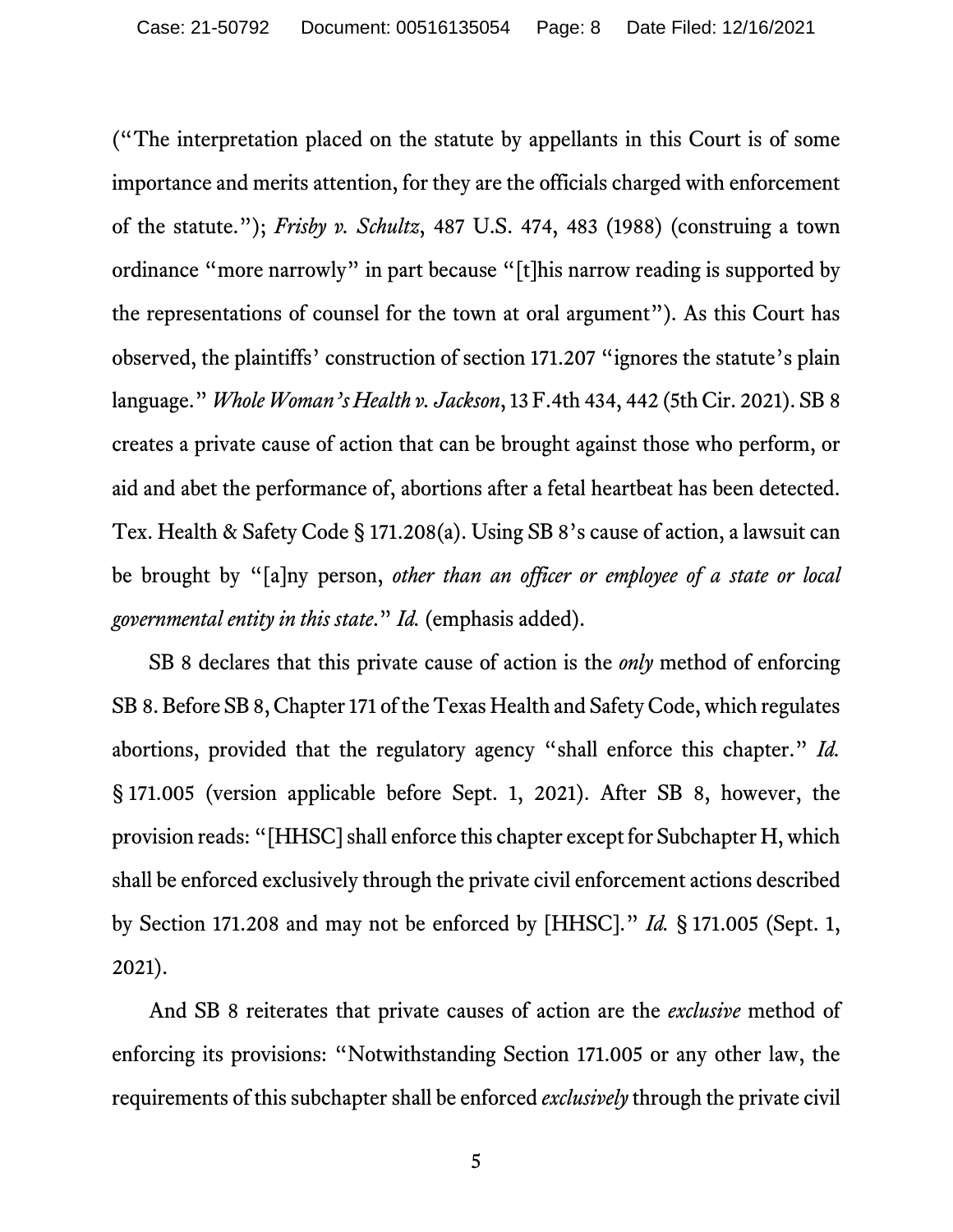("The interpretation placed on the statute by appellants in this Court is of some importance and merits attention, for they are the officials charged with enforcement of the statute."); *Frisby v. Schultz*, 487 U.S. 474, 483 (1988) (construing a town ordinance "more narrowly" in part because "[t]his narrow reading is supported by the representations of counsel for the town at oral argument"). As this Court has observed, the plaintiffs' construction of section 171.207 "ignores the statute's plain language." *Whole Woman's Health v. Jackson*, 13 F.4th 434, 442 (5th Cir. 2021). SB 8 creates a private cause of action that can be brought against those who perform, or aid and abet the performance of, abortions after a fetal heartbeat has been detected. Tex. Health & Safety Code § 171.208(a). Using SB 8's cause of action, a lawsuit can be brought by "[a]ny person, *other than an officer or employee of a state or local governmental entity in this state*." *Id.* (emphasis added).

SB 8 declares that this private cause of action is the *only* method of enforcing SB 8. Before SB 8, Chapter 171 of the Texas Health and Safety Code, which regulates abortions, provided that the regulatory agency "shall enforce this chapter." *Id.* § 171.005 (version applicable before Sept. 1, 2021). After SB 8, however, the provision reads: "[HHSC] shall enforce this chapter except for Subchapter H, which shall be enforced exclusively through the private civil enforcement actions described by Section 171.208 and may not be enforced by [HHSC]." *Id.* § 171.005 (Sept. 1, 2021).

And SB 8 reiterates that private causes of action are the *exclusive* method of enforcing its provisions: "Notwithstanding Section 171.005 or any other law, the requirements of this subchapter shall be enforced *exclusively* through the private civil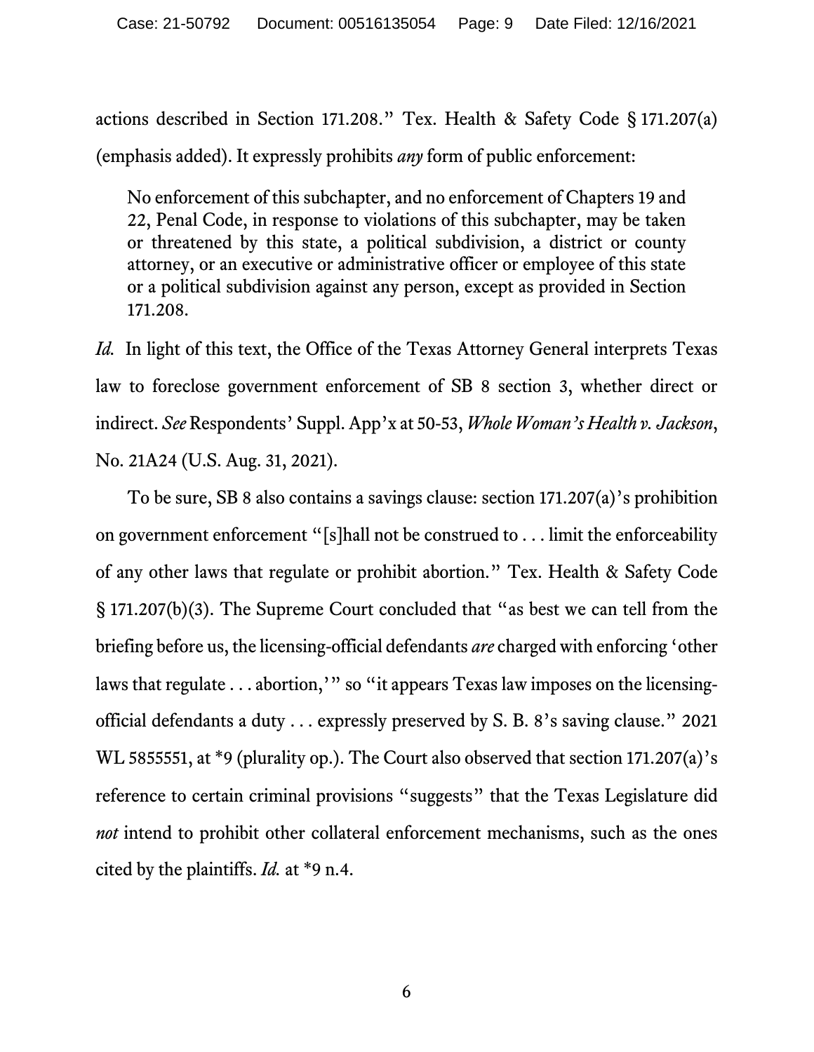actions described in Section 171.208." Tex. Health & Safety Code § 171.207(a) (emphasis added). It expressly prohibits *any* form of public enforcement:

> No enforcement of this subchapter, and no enforcement of Chapters 19 and 22, Penal Code, in response to violations of this subchapter, may be taken or threatened by this state, a political subdivision, a district or county attorney, or an executive or administrative officer or employee of this state or a political subdivision against any person, except as provided in Section 171.208.

*Id.* In light of this text, the Office of the Texas Attorney General interprets Texas law to foreclose government enforcement of SB 8 section 3, whether direct or indirect. *See* Respondents' Suppl. App'x at 50-53, *Whole Woman's Health v. Jackson*, No. 21A24 (U.S. Aug. 31, 2021).

To be sure, SB 8 also contains a savings clause: section 171.207(a)'s prohibition on government enforcement "[s]hall not be construed to . . . limit the enforceability of any other laws that regulate or prohibit abortion." Tex. Health & Safety Code § 171.207(b)(3). The Supreme Court concluded that "as best we can tell from the briefing before us, the licensing-official defendants *are* charged with enforcing 'other laws that regulate . . . abortion,'" so "it appears Texas law imposes on the licensing-official defendants a duty . . . expressly preserved by S. B. 8's saving clause." 2021 WL 5855551, at *9 (plurality op.). The Court also observed that section 171.207(a)'s reference to certain criminal provisions "suggests" that the Texas Legislature did *not* intend to prohibit other collateral enforcement mechanisms, such as the ones cited by the plaintiffs. *Id.* at *9 n.4.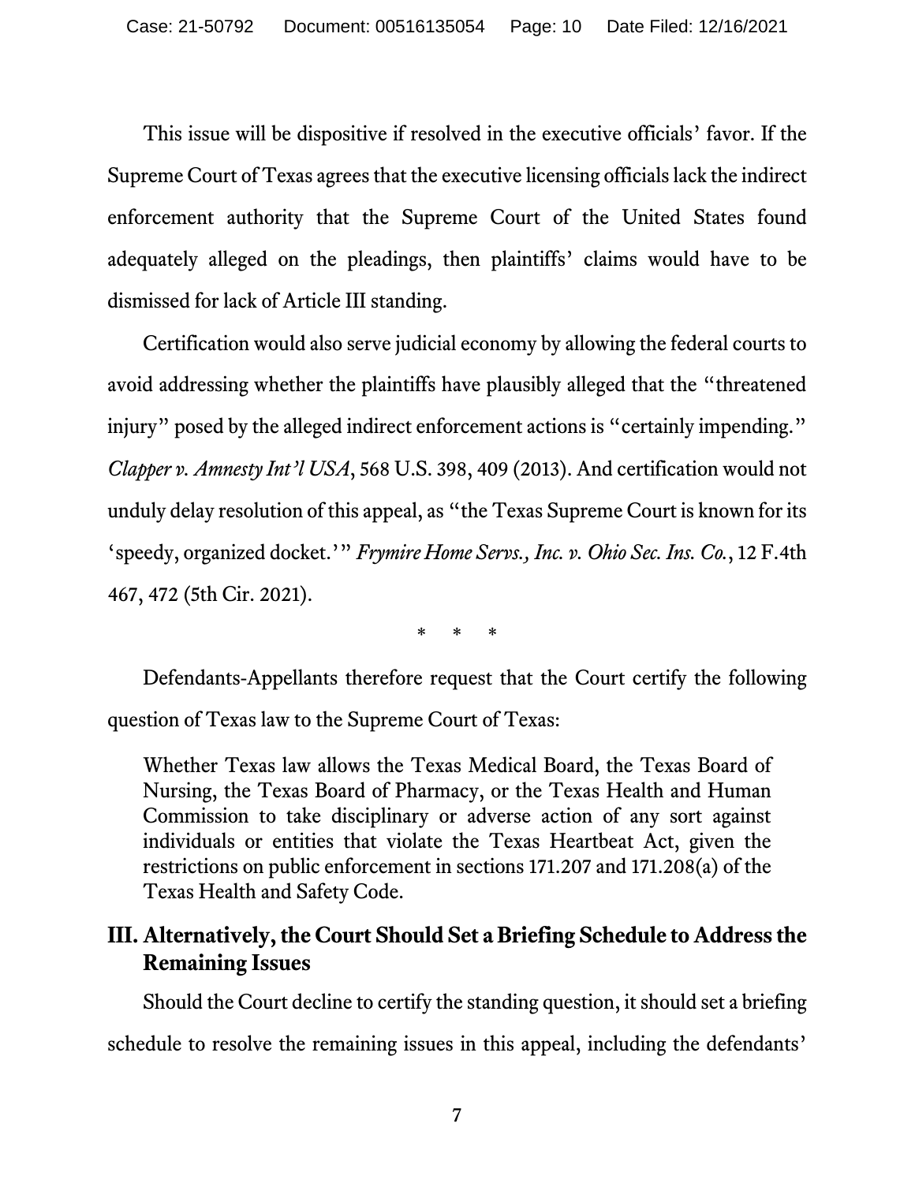This issue will be dispositive if resolved in the executive officials' favor. If the Supreme Court of Texas agrees that the executive licensing officials lack the indirect enforcement authority that the Supreme Court of the United States found adequately alleged on the pleadings, then plaintiffs' claims would have to be dismissed for lack of Article III standing.

Certification would also serve judicial economy by allowing the federal courts to avoid addressing whether the plaintiffs have plausibly alleged that the "threatened injury" posed by the alleged indirect enforcement actions is "certainly impending." *Clapper v. Amnesty Int'l USA*, 568 U.S. 398, 409 (2013). And certification would not unduly delay resolution of this appeal, as "the Texas Supreme Court is known for its 'speedy, organized docket.'" *Frymire Home Servs., Inc. v. Ohio Sec. Ins. Co.*, 12 F.4th 467, 472 (5th Cir. 2021).

\* \* \*

Defendants-Appellants therefore request that the Court certify the following question of Texas law to the Supreme Court of Texas:

> Whether Texas law allows the Texas Medical Board, the Texas Board of Nursing, the Texas Board of Pharmacy, or the Texas Health and Human Commission to take disciplinary or adverse action of any sort against individuals or entities that violate the Texas Heartbeat Act, given the restrictions on public enforcement in sections 171.207 and 171.208(a) of the Texas Health and Safety Code.

## III. Alternatively, the Court Should Set a Briefing Schedule to Address the Remaining Issues

Should the Court decline to certify the standing question, it should set a briefing schedule to resolve the remaining issues in this appeal, including the defendants'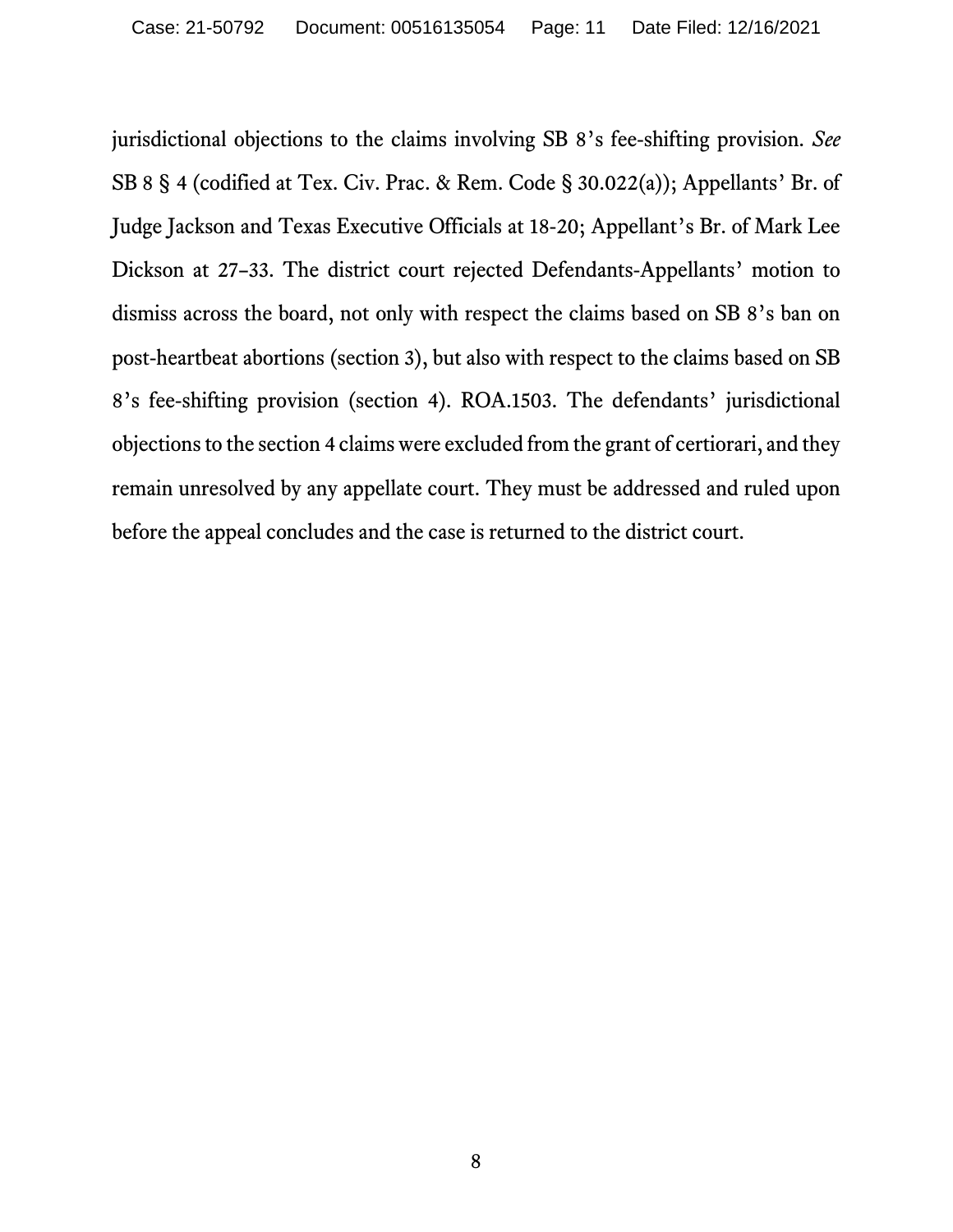jurisdictional objections to the claims involving SB 8's fee-shifting provision. *See* SB 8 § 4 (codified at Tex. Civ. Prac. & Rem. Code § 30.022(a)); Appellants' Br. of Judge Jackson and Texas Executive Officials at 18-20; Appellant's Br. of Mark Lee Dickson at 27–33. The district court rejected Defendants-Appellants' motion to dismiss across the board, not only with respect the claims based on SB 8's ban on post-heartbeat abortions (section 3), but also with respect to the claims based on SB 8's fee-shifting provision (section 4). ROA.1503. The defendants' jurisdictional objections to the section 4 claims were excluded from the grant of certiorari, and they remain unresolved by any appellate court. They must be addressed and ruled upon before the appeal concludes and the case is returned to the district court.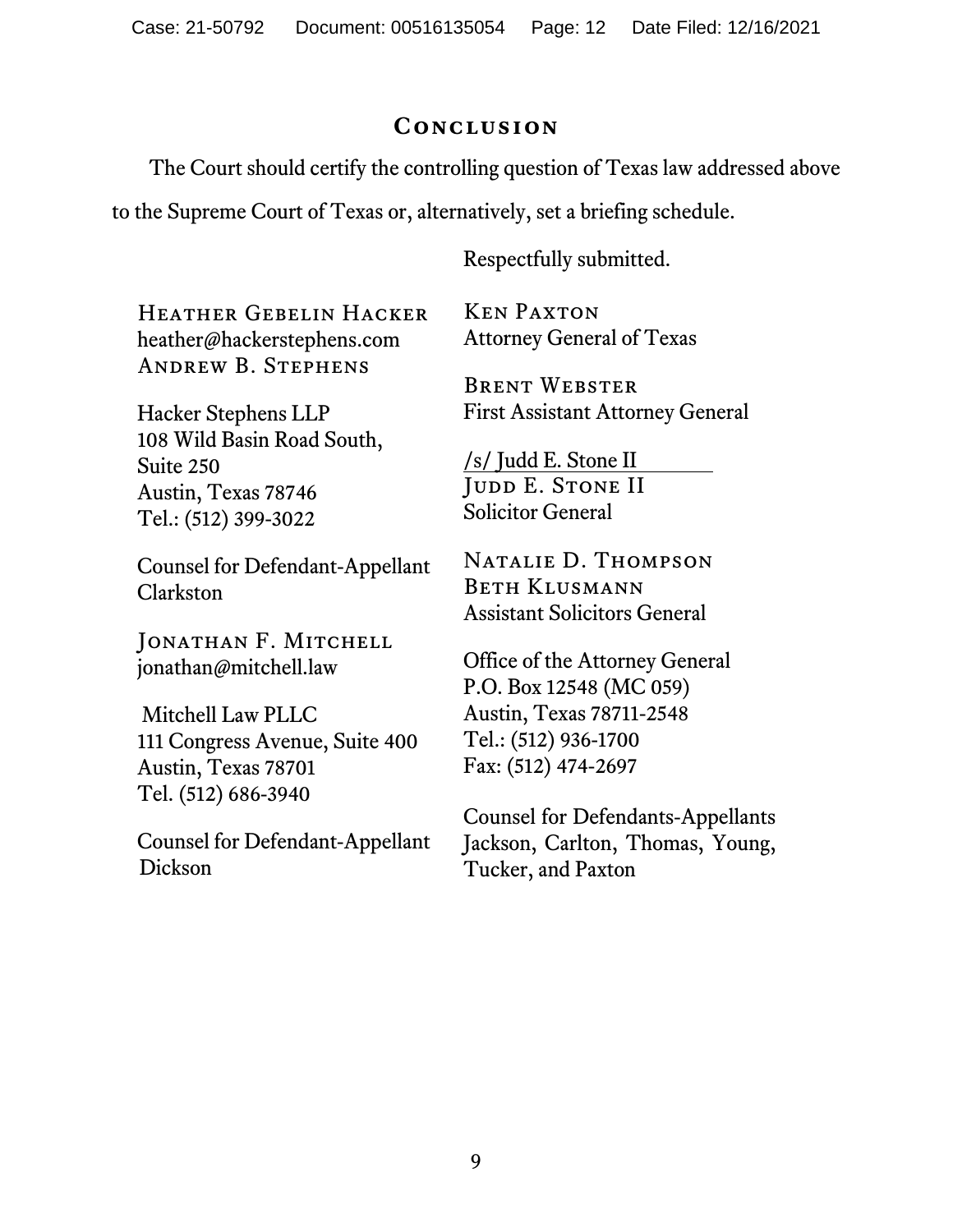## Conclusion

The Court should certify the controlling question of Texas law addressed above to the Supreme Court of Texas or, alternatively, set a briefing schedule.

Respectfully submitted.

Ken Paxton
Attorney General of Texas

Brent Webster
First Assistant Attorney General

/s/ Judd E. Stone II
Judd E. Stone II
Solicitor General

Natalie D. Thompson
Beth Klusmann
Assistant Solicitors General

Office of the Attorney General
P.O. Box 12548 (MC 059)
Austin, Texas 78711-2548
Tel.: (512) 936-1700
Fax: (512) 474-2697

Counsel for Defendants-Appellants Jackson, Carlton, Thomas, Young, Tucker, and Paxton

Heather Gebelin Hacker
heather@hackerstephens.com
Andrew B. Stephens

Hacker Stephens LLP
108 Wild Basin Road South, Suite 250
Austin, Texas 78746
Tel.: (512) 399-3022

Counsel for Defendant-Appellant Clarkston

Jonathan F. Mitchell
jonathan@mitchell.law

Mitchell Law PLLC
111 Congress Avenue, Suite 400
Austin, Texas 78701
Tel. (512) 686-3940

Counsel for Defendant-Appellant Dickson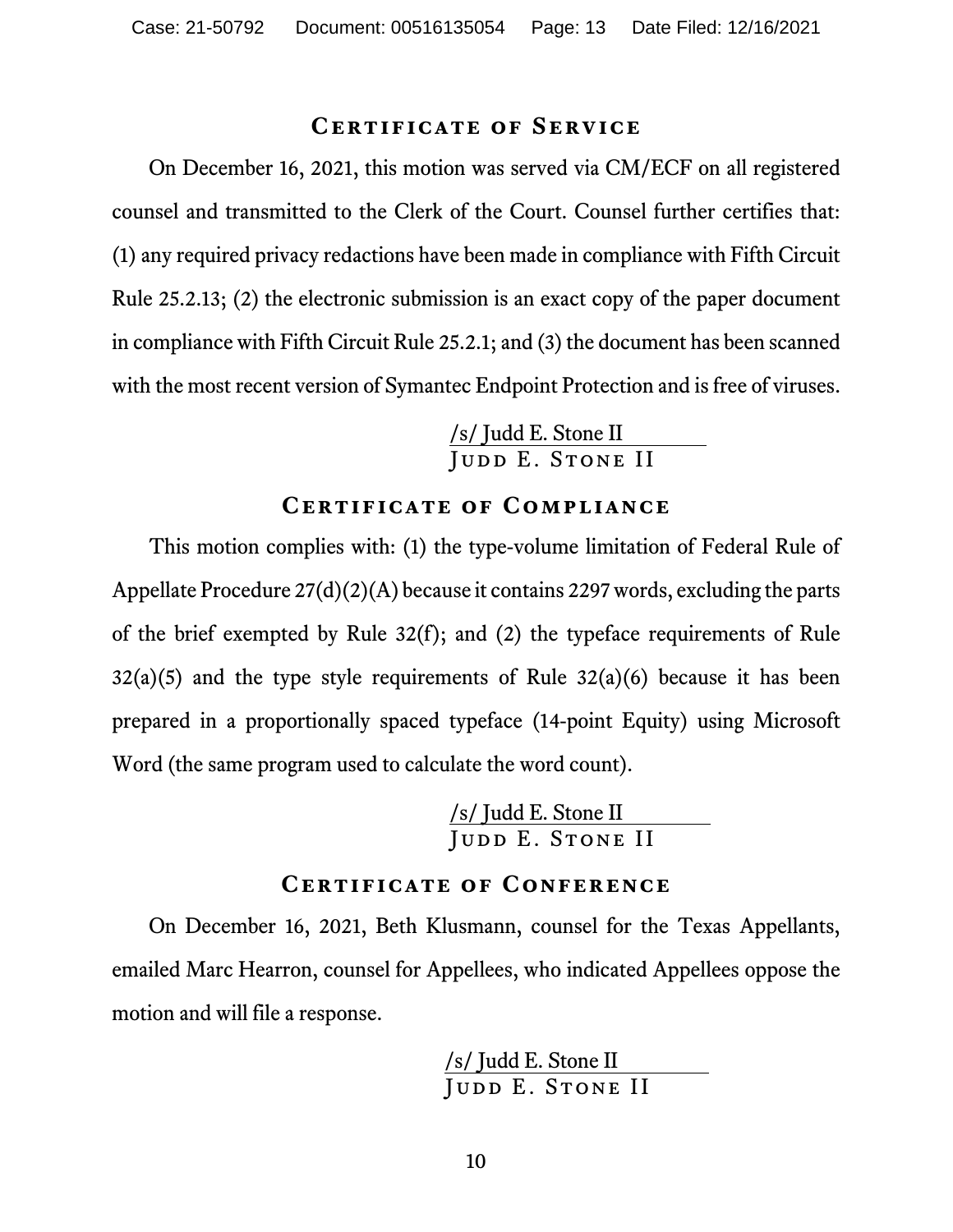## Certificate of Service

On December 16, 2021, this motion was served via CM/ECF on all registered counsel and transmitted to the Clerk of the Court. Counsel further certifies that: (1) any required privacy redactions have been made in compliance with Fifth Circuit Rule 25.2.13; (2) the electronic submission is an exact copy of the paper document in compliance with Fifth Circuit Rule 25.2.1; and (3) the document has been scanned with the most recent version of Symantec Endpoint Protection and is free of viruses.

/s/ Judd E. Stone II
Judd E. Stone II

## Certificate of Compliance

This motion complies with: (1) the type-volume limitation of Federal Rule of Appellate Procedure 27(d)(2)(A) because it contains 2297 words, excluding the parts of the brief exempted by Rule 32(f); and (2) the typeface requirements of Rule 32(a)(5) and the type style requirements of Rule 32(a)(6) because it has been prepared in a proportionally spaced typeface (14-point Equity) using Microsoft Word (the same program used to calculate the word count).

/s/ Judd E. Stone II
Judd E. Stone II

## Certificate of Conference

On December 16, 2021, Beth Klusmann, counsel for the Texas Appellants, emailed Marc Hearron, counsel for Appellees, who indicated Appellees oppose the motion and will file a response.

/s/ Judd E. Stone II
Judd E. Stone II